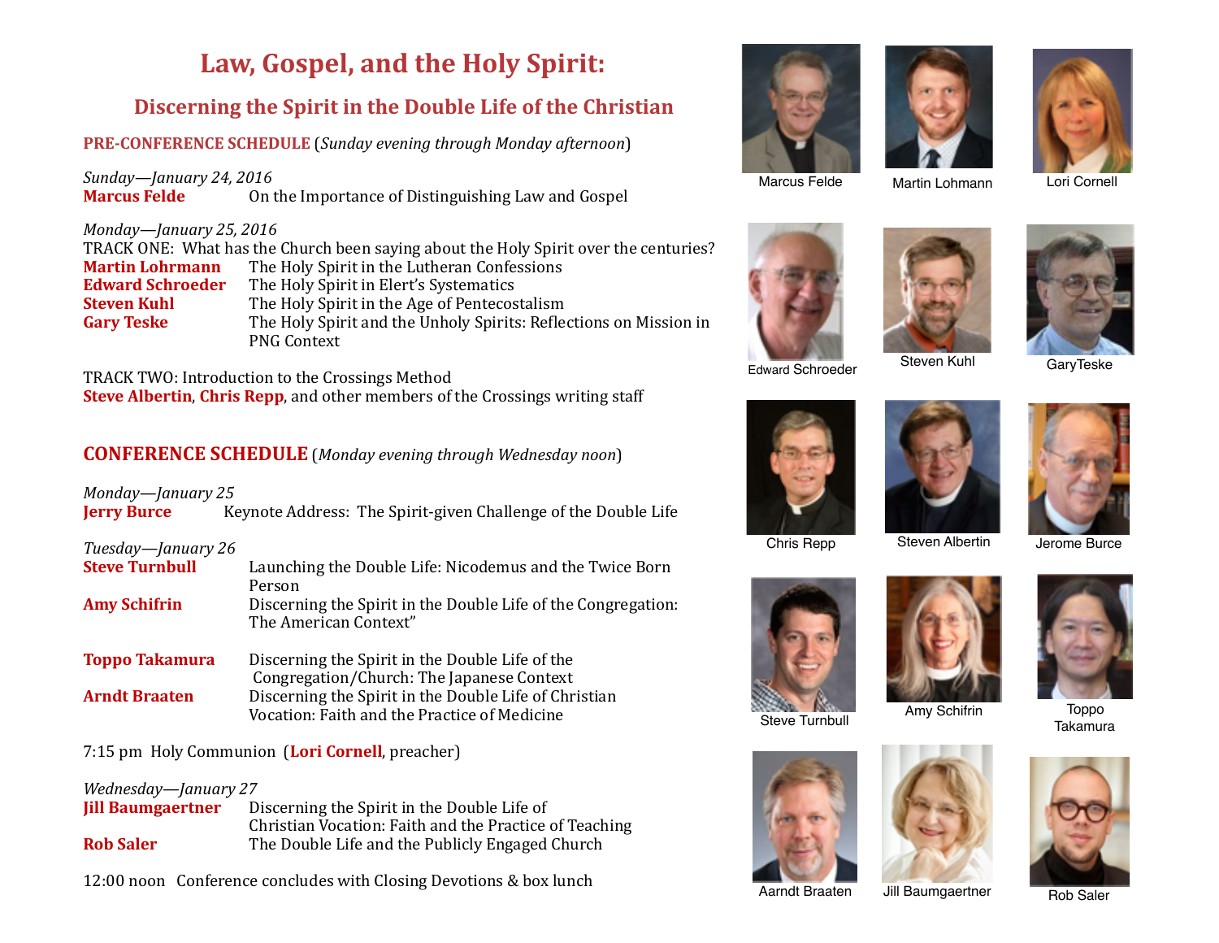# Law, Gospel, and the Holy Spirit:

## Discerning the Spirit in the Double Life of the Christian

**PRE-CONFERENCE SCHEDULE** (*Sunday evening through Monday afternoon*)

*Sunday—January 24, 2016*

**Marcus Felde** On the Importance of Distinguishing Law and Gospel

*Monday—January 25, 2016*

TRACK ONE: What has the Church been saying about the Holy Spirit over the centuries?

**Martin Lohrmann** The Holy Spirit in the Lutheran Confessions

**Edward Schroeder** The Holy Spirit in Elert's Systematics

**Steven Kuhl** The Holy Spirit in the Age of Pentecostalism

**Gary Teske** The Holy Spirit and the Unholy Spirits: Reflections on Mission in PNG Context

TRACK TWO: Introduction to the Crossings Method

**Steve Albertin**, **Chris Repp**, and other members of the Crossings writing staff

## CONFERENCE SCHEDULE (*Monday evening through Wednesday noon*)

*Monday—January 25*

**Jerry Burce** Keynote Address: The Spirit-given Challenge of the Double Life

*Tuesday—January 26*

**Steve Turnbull** Launching the Double Life: Nicodemus and the Twice Born Person

**Amy Schifrin** Discerning the Spirit in the Double Life of the Congregation: The American Context"

**Toppo Takamura** Discerning the Spirit in the Double Life of the Congregation/Church: The Japanese Context

**Arndt Braaten** Discerning the Spirit in the Double Life of Christian Vocation: Faith and the Practice of Medicine

7:15 pm Holy Communion (**Lori Cornell**, preacher)

*Wednesday—January 27*

**Jill Baumgaertner** Discerning the Spirit in the Double Life of Christian Vocation: Faith and the Practice of Teaching

**Rob Saler** The Double Life and the Publicly Engaged Church

12:00 noon Conference concludes with Closing Devotions & box lunch

Marcus Felde

Martin Lohmann

Lori Cornell

Edward Schroeder

Steven Kuhl

GaryTeske

Chris Repp

Steven Albertin

Jerome Burce

Steve Turnbull

Amy Schifrin

Toppo Takamura

Aarndt Braaten

Jill Baumgaertner

Rob Saler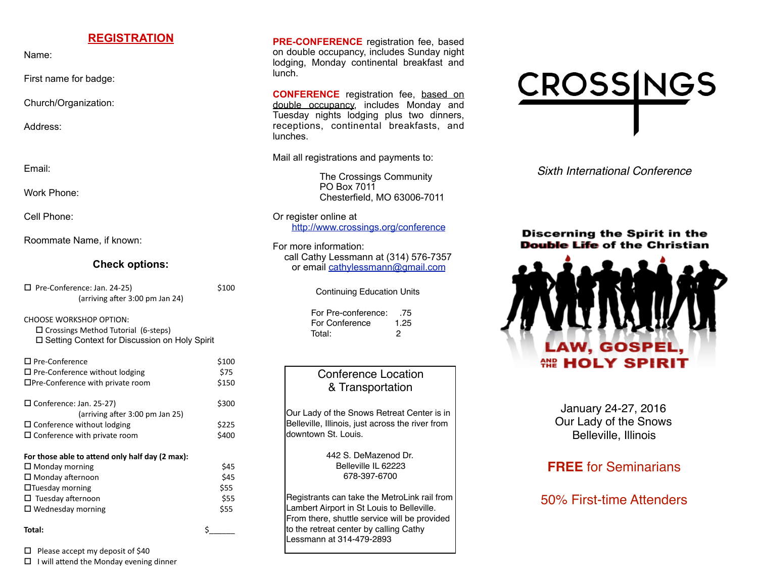## REGISTRATION

Name:

First name for badge:

Church/Organization:

Address:

Email:

Work Phone:

Cell Phone:

Roommate Name, if known:

### Check options:

| | |
|---|---|
| ☐ Pre-Conference: Jan. 24-25) (arriving after 3:00 pm Jan 24) | $100 |

CHOOSE WORKSHOP OPTION:
- ☐ Crossings Method Tutorial (6-steps)
- ☐ Setting Context for Discussion on Holy Spirit

| | |
|---|---|
| ☐ Pre-Conference | $100 |
| ☐ Pre-Conference without lodging | $75 |
| ☐ Pre-Conference with private room | $150 |
| ☐ Conference: Jan. 25-27) (arriving after 3:00 pm Jan 25) | $300 |
| ☐ Conference without lodging | $225 |
| ☐ Conference with private room | $400 |

**For those able to attend only half day (2 max):**

| | |
|---|---|
| ☐ Monday morning | $45 |
| ☐ Monday afternoon | $45 |
| ☐ Tuesday morning | $55 |
| ☐ Tuesday afternoon | $55 |
| ☐ Wednesday morning | $55 |

**Total:** $______

☐ Please accept my deposit of $40

☐ I will attend the Monday evening dinner

**PRE-CONFERENCE** registration fee, based on double occupancy, includes Sunday night lodging, Monday continental breakfast and lunch.

**CONFERENCE** registration fee, based on double occupancy, includes Monday and Tuesday nights lodging plus two dinners, receptions, continental breakfasts, and lunches.

Mail all registrations and payments to:

The Crossings Community
PO Box 7011
Chesterfield, MO 63006-7011

Or register online at
http://www.crossings.org/conference

For more information:
call Cathy Lessmann at (314) 576-7357
or email cathylessmann@gmail.com

Continuing Education Units

| | |
|---|---|
| For Pre-conference: | .75 |
| For Conference | 1.25 |
| Total: | 2 |

### Conference Location & Transportation

Our Lady of the Snows Retreat Center is in Belleville, Illinois, just across the river from downtown St. Louis.

442 S. DeMazenod Dr.
Belleville IL 62223
678-397-6700

Registrants can take the MetroLink rail from Lambert Airport in St Louis to Belleville. From there, shuttle service will be provided to the retreat center by calling Cathy Lessmann at 314-479-2893

# CROSSINGS

*Sixth International Conference*

**Discerning the Spirit in the Double Life of the Christian**

**LAW, GOSPEL, AND THE HOLY SPIRIT**

January 24-27, 2016
Our Lady of the Snows
Belleville, Illinois

**FREE** for Seminarians

50% First-time Attenders